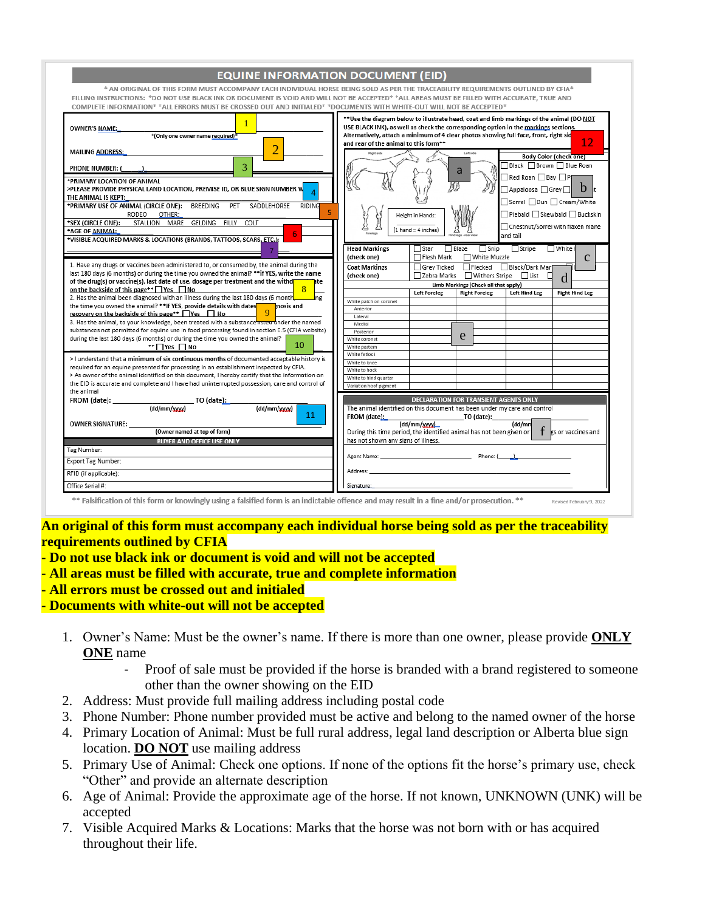# EQUINE INFORMATION DOCUMENT (EID)

* AN ORIGINAL OF THIS FORM MUST ACCOMPANY EACH INDIVIDUAL HORSE BEING SOLD AS PER THE TRACEABILITY REQUIREMENTS OUTLINED BY CFIA*
FILLING INSTRUCTIONS: *DO NOT USE BLACK INK OR DOCUMENT IS VOID AND WILL NOT BE ACCEPTED* *ALL AREAS MUST BE FILLED WITH ACCURATE, TRUE AND COMPLETE INFORMATION* *ALL ERRORS MUST BE CROSSED OUT AND INITIALED* *DOCUMENTS WITH WHITE-OUT WILL NOT BE ACCEPTED*

OWNER'S NAME: ___ [1]
*(Only one owner name required)*

MAILING ADDRESS: ___ [2]

PHONE NUMBER: ( ) ___ [3]

*PRIMARY LOCATION OF ANIMAL
>PLEASE PROVIDE PHYSICAL LAND LOCATION, PREMISE ID, OR BLUE SIGN NUMBER W[4]... THE ANIMAL IS KEPT: ___

*PRIMARY USE OF ANIMAL (CIRCLE ONE): BREEDING PET SADDLEHORSE RIDING [5] RODEO OTHER: ___

*SEX (CIRCLE ONE): STALLION MARE GELDING FILLY COLT

*AGE OF ANIMAL: ___ [6]

*VISIBLE ACQUIRED MARKS & LOCATIONS (BRANDS, TATTOOS, SCARS, ETC.): ___ [7]

1. Have any drugs or vaccines been administered to, or consumed by, the animal during the last 180 days (6 months) or during the time you owned the animal? **If YES, write the name of the drug(s) or vaccine(s), last date of use, dosage per treatment and the withd[8]...ate on the backside of this page** ☐ Yes ☐ No
2. Has the animal been diagnosed with an illness during the last 180 days (6 month[9]...ng the time you owned the animal? **If YES, provide details with dates ...nosis and recovery on the backside of this page** ☐ Yes ☐ No
3. Has the animal, to your knowledge, been treated with a substance ...under the named substances not permitted for equine use in food processing found in section E.5 (CFIA website) during the last 180 days (6 months) or during the time you owned the animal? ** ☐ Yes ☐ No [10]

> I understand that a minimum of six continuous months of documented acceptable history is required for an equine presented for processing in an establishment inspected by CFIA.
> As owner of the animal identified on this document, I hereby certify that the information on the EID is accurate and complete and I have had uninterrupted possession, care and control of the animal

FROM (date): ___ (dd/mm/yyyy) TO (date): ___ (dd/mm/yyyy) [11]

OWNER SIGNATURE: ___ (Owner named at top of form)

**BUYER AND OFFICE USE ONLY**

Tag Number:
Export Tag Number:
RFID (if applicable):
Office Serial #:

**Use the diagram below to illustrate head, coat and limb markings of the animal (DO NOT USE BLACK INK), as well as check the corresponding option in the markings sections. Alternatively, attach a minimum of 4 clear photos showing full face, front, right sid[12]... and rear of the animal to this form**

Right side [a] Left side — Forelegs — Height in Hands: (1 hand = 4 inches) — Hind legs - rear view

Body Color (check one): ☐ Black ☐ Brown ☐ Blue Roan ☐ Red Roan ☐ Bay ☐ P... ☐ Appaloosa ☐ Grey ☐ [b] ...t ☐ Sorrel ☐ Dun ☐ Cream/White ☐ Piebald ☐ Skewbald ☐ Buckskin ☐ Chestnut/Sorrel with flaxen mane and tail

Head Markings (check one): ☐ Star ☐ Blaze ☐ Snip ☐ Stripe ☐ White [c] ☐ Flesh Mark ☐ White Muzzle

Coat Markings (check one): ☐ Grey Ticked ☐ Flecked ☐ Black/Dark Mar[d]... ☐ Zebra Marks ☐ Withers Stripe ☐ List

Limb Markings (Check all that apply) [e]

| | Left Foreleg | Right Foreleg | Left Hind Leg | Right Hind Leg |
|---|---|---|---|---|
| White patch on coronet | | | | |
| Anterior | | | | |
| Lateral | | | | |
| Medial | | | | |
| Posterior | | | | |
| White coronet | | | | |
| White pastern | | | | |
| White fetlock | | | | |
| White to knee | | | | |
| White to hock | | | | |
| White to hind quarter | | | | |
| Variation hoof pigment | | | | |

**DECLARATION FOR TRANSIENT AGENTS ONLY**

The animal identified on this document has been under my care and control
FROM (date): ___ (dd/mm/yyyy) TO (date): ___ (dd/mm...
During this time period, the identified animal has not been given or[f]...gs or vaccines and has not shown any signs of illness.

Agent Name: ___ Phone: ( ) ___
Address: ___
Signature: ___

** Falsification of this form or knowingly using a falsified form is an indictable offence and may result in a fine and/or prosecution. **

Revised February 9, 2022

**An original of this form must accompany each individual horse being sold as per the traceability requirements outlined by CFIA**
**- Do not use black ink or document is void and will not be accepted**
**- All areas must be filled with accurate, true and complete information**
**- All errors must be crossed out and initialed**
**- Documents with white-out will not be accepted**

1. Owner's Name: Must be the owner's name. If there is more than one owner, please provide **ONLY ONE** name
   - Proof of sale must be provided if the horse is branded with a brand registered to someone other than the owner showing on the EID
2. Address: Must provide full mailing address including postal code
3. Phone Number: Phone number provided must be active and belong to the named owner of the horse
4. Primary Location of Animal: Must be full rural address, legal land description or Alberta blue sign location. **DO NOT** use mailing address
5. Primary Use of Animal: Check one options. If none of the options fit the horse's primary use, check "Other" and provide an alternate description
6. Age of Animal: Provide the approximate age of the horse. If not known, UNKNOWN (UNK) will be accepted
7. Visible Acquired Marks & Locations: Marks that the horse was not born with or has acquired throughout their life.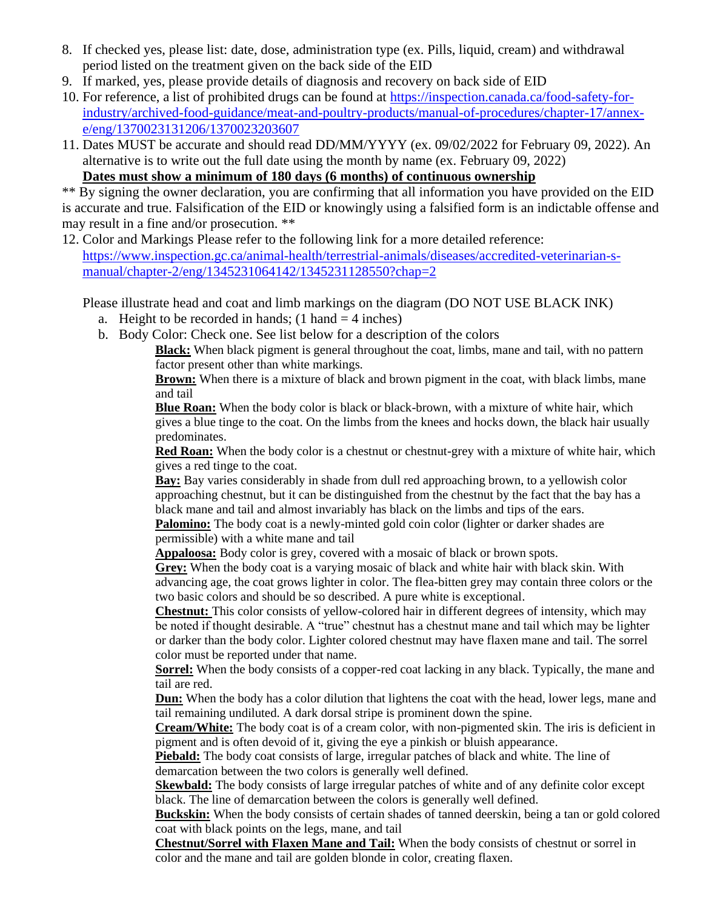8. If checked yes, please list: date, dose, administration type (ex. Pills, liquid, cream) and withdrawal period listed on the treatment given on the back side of the EID
9. If marked, yes, please provide details of diagnosis and recovery on back side of EID
10. For reference, a list of prohibited drugs can be found at https://inspection.canada.ca/food-safety-for-industry/archived-food-guidance/meat-and-poultry-products/manual-of-procedures/chapter-17/annex-e/eng/1370023131206/1370023203607
11. Dates MUST be accurate and should read DD/MM/YYYY (ex. 09/02/2022 for February 09, 2022). An alternative is to write out the full date using the month by name (ex. February 09, 2022)
    **Dates must show a minimum of 180 days (6 months) of continuous ownership**

** By signing the owner declaration, you are confirming that all information you have provided on the EID is accurate and true. Falsification of the EID or knowingly using a falsified form is an indictable offense and may result in a fine and/or prosecution. **

12. Color and Markings Please refer to the following link for a more detailed reference: https://www.inspection.gc.ca/animal-health/terrestrial-animals/diseases/accredited-veterinarian-s-manual/chapter-2/eng/1345231064142/1345231128550?chap=2

    Please illustrate head and coat and limb markings on the diagram (DO NOT USE BLACK INK)

    a. Height to be recorded in hands; (1 hand = 4 inches)
    b. Body Color: Check one. See list below for a description of the colors

        **Black:** When black pigment is general throughout the coat, limbs, mane and tail, with no pattern factor present other than white markings.

        **Brown:** When there is a mixture of black and brown pigment in the coat, with black limbs, mane and tail

        **Blue Roan:** When the body color is black or black-brown, with a mixture of white hair, which gives a blue tinge to the coat. On the limbs from the knees and hocks down, the black hair usually predominates.

        **Red Roan:** When the body color is a chestnut or chestnut-grey with a mixture of white hair, which gives a red tinge to the coat.

        **Bay:** Bay varies considerably in shade from dull red approaching brown, to a yellowish color approaching chestnut, but it can be distinguished from the chestnut by the fact that the bay has a black mane and tail and almost invariably has black on the limbs and tips of the ears.

        **Palomino:** The body coat is a newly-minted gold coin color (lighter or darker shades are permissible) with a white mane and tail

        **Appaloosa:** Body color is grey, covered with a mosaic of black or brown spots.

        **Grey:** When the body coat is a varying mosaic of black and white hair with black skin. With advancing age, the coat grows lighter in color. The flea-bitten grey may contain three colors or the two basic colors and should be so described. A pure white is exceptional.

        **Chestnut:** This color consists of yellow-colored hair in different degrees of intensity, which may be noted if thought desirable. A "true" chestnut has a chestnut mane and tail which may be lighter or darker than the body color. Lighter colored chestnut may have flaxen mane and tail. The sorrel color must be reported under that name.

        **Sorrel:** When the body consists of a copper-red coat lacking in any black. Typically, the mane and tail are red.

        **Dun:** When the body has a color dilution that lightens the coat with the head, lower legs, mane and tail remaining undiluted. A dark dorsal stripe is prominent down the spine.

        **Cream/White:** The body coat is of a cream color, with non-pigmented skin. The iris is deficient in pigment and is often devoid of it, giving the eye a pinkish or bluish appearance.

        **Piebald:** The body coat consists of large, irregular patches of black and white. The line of demarcation between the two colors is generally well defined.

        **Skewbald:** The body consists of large irregular patches of white and of any definite color except black. The line of demarcation between the colors is generally well defined.

        **Buckskin:** When the body consists of certain shades of tanned deerskin, being a tan or gold colored coat with black points on the legs, mane, and tail

        **Chestnut/Sorrel with Flaxen Mane and Tail:** When the body consists of chestnut or sorrel in color and the mane and tail are golden blonde in color, creating flaxen.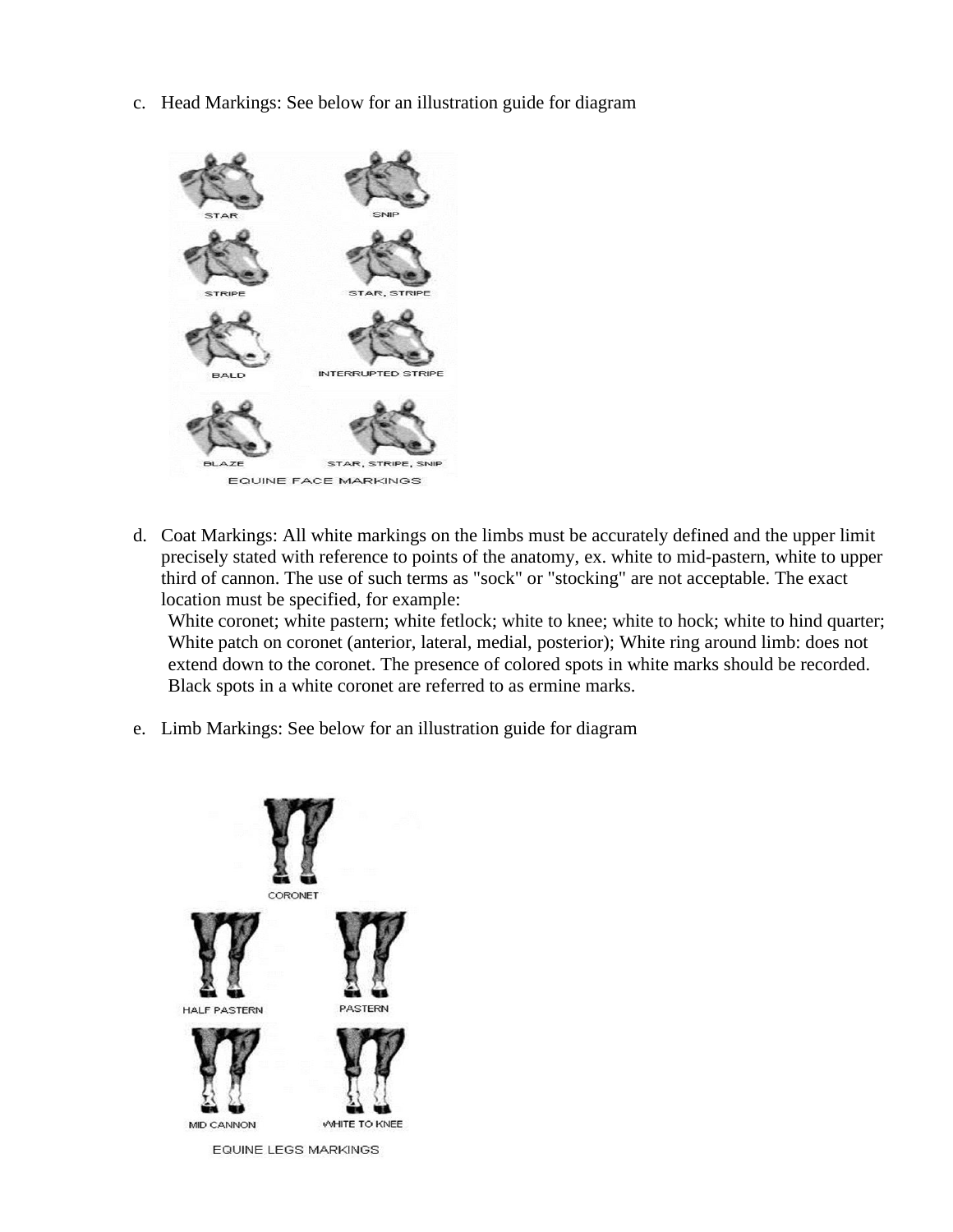c. Head Markings: See below for an illustration guide for diagram

d. Coat Markings: All white markings on the limbs must be accurately defined and the upper limit precisely stated with reference to points of the anatomy, ex. white to mid-pastern, white to upper third of cannon. The use of such terms as "sock" or "stocking" are not acceptable. The exact location must be specified, for example:
   White coronet; white pastern; white fetlock; white to knee; white to hock; white to hind quarter; White patch on coronet (anterior, lateral, medial, posterior); White ring around limb: does not extend down to the coronet. The presence of colored spots in white marks should be recorded. Black spots in a white coronet are referred to as ermine marks.

e. Limb Markings: See below for an illustration guide for diagram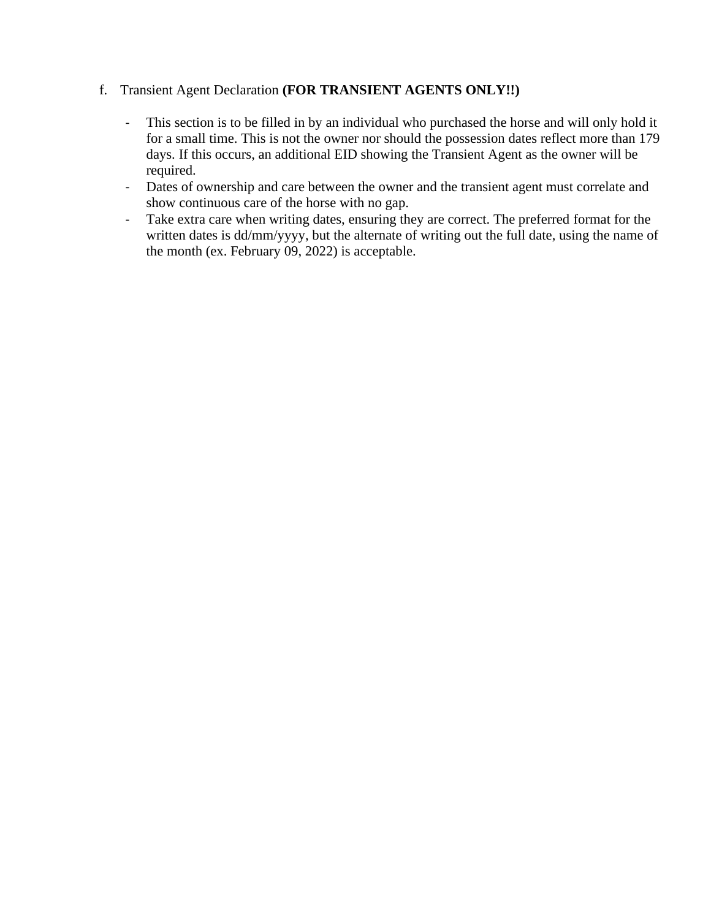f. Transient Agent Declaration **(FOR TRANSIENT AGENTS ONLY!!)**

- This section is to be filled in by an individual who purchased the horse and will only hold it for a small time. This is not the owner nor should the possession dates reflect more than 179 days. If this occurs, an additional EID showing the Transient Agent as the owner will be required.
- Dates of ownership and care between the owner and the transient agent must correlate and show continuous care of the horse with no gap.
- Take extra care when writing dates, ensuring they are correct. The preferred format for the written dates is dd/mm/yyyy, but the alternate of writing out the full date, using the name of the month (ex. February 09, 2022) is acceptable.